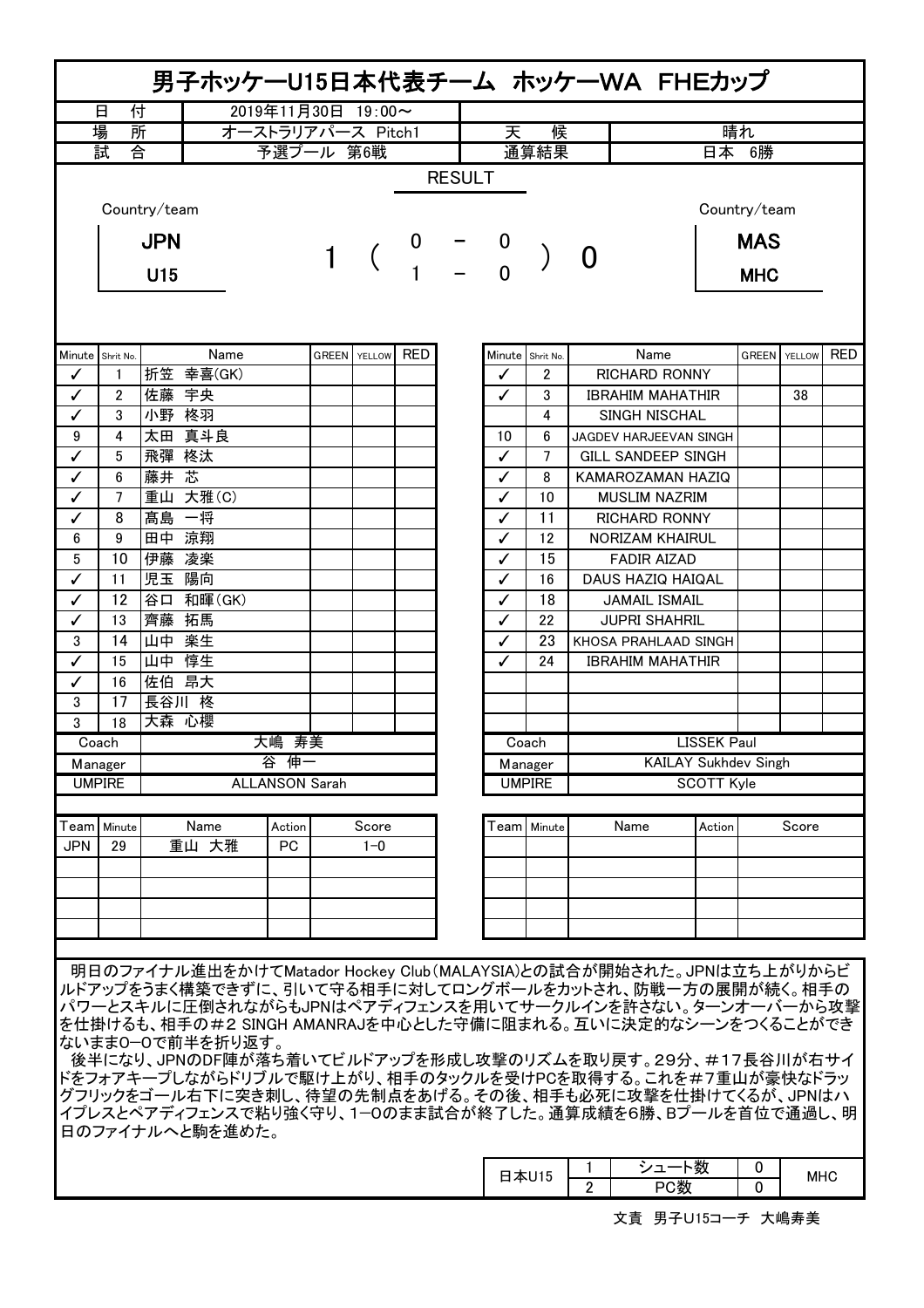# 男子ホッケーU15日本代表チーム ホッケーWA FHEカップ

| 日付 | 2019年11月30日 19:00～ | | |
|---|---|---|---|
| 場所 | オーストラリアパース Pitch1 | 天候 | 晴れ |
| 試合 | 予選プール 第6戦 | 通算結果 | 日本 6勝 |

## RESULT

| Country/team | | | | | | Country/team |
|---|---|---|---|---|---|---|
| JPN U15 | 1 | ( 0 | - | 0 ) | 0 | MAS MHC |
| | | 1 | - | 0 | | |

| Minute | Shrit No. | Name | GREEN | YELLOW | RED |
|---|---|---|---|---|---|
| ✓ | 1 | 折笠 幸喜(GK) | | | |
| ✓ | 2 | 佐藤 宇央 | | | |
| ✓ | 3 | 小野 柊羽 | | | |
| 9 | 4 | 太田 真斗良 | | | |
| ✓ | 5 | 飛彈 柊汰 | | | |
| ✓ | 6 | 藤井 芯 | | | |
| ✓ | 7 | 重山 大雅(C) | | | |
| ✓ | 8 | 髙島 一将 | | | |
| 6 | 9 | 田中 涼翔 | | | |
| 5 | 10 | 伊藤 凌楽 | | | |
| ✓ | 11 | 児玉 陽向 | | | |
| ✓ | 12 | 谷口 和暉(GK) | | | |
| ✓ | 13 | 齊藤 拓馬 | | | |
| 3 | 14 | 山中 楽生 | | | |
| ✓ | 15 | 山中 惇生 | | | |
| ✓ | 16 | 佐伯 昂大 | | | |
| 3 | 17 | 長谷川 柊 | | | |
| 3 | 18 | 大森 心櫻 | | | |
| Coach | | 大嶋 寿美 | | | |
| Manager | | 谷 伸一 | | | |
| UMPIRE | | ALLANSON Sarah | | | |

| Minute | Shrit No. | Name | GREEN | YELLOW | RED |
|---|---|---|---|---|---|
| ✓ | 2 | RICHARD RONNY | | | |
| ✓ | 3 | IBRAHIM MAHATHIR | | 38 | |
| | 4 | SINGH NISCHAL | | | |
| 10 | 6 | JAGDEV HARJEEVAN SINGH | | | |
| ✓ | 7 | GILL SANDEEP SINGH | | | |
| ✓ | 8 | KAMAROZAMAN HAZIQ | | | |
| ✓ | 10 | MUSLIM NAZRIM | | | |
| ✓ | 11 | RICHARD RONNY | | | |
| ✓ | 12 | NORIZAM KHAIRUL | | | |
| ✓ | 15 | FADIR AIZAD | | | |
| ✓ | 16 | DAUS HAZIQ HAIQAL | | | |
| ✓ | 18 | JAMAIL ISMAIL | | | |
| ✓ | 22 | JUPRI SHAHRIL | | | |
| ✓ | 23 | KHOSA PRAHLAAD SINGH | | | |
| ✓ | 24 | IBRAHIM MAHATHIR | | | |
| Coach | | LISSEK Paul | | | |
| Manager | | KAILAY Sukhdev Singh | | | |
| UMPIRE | | SCOTT Kyle | | | |

| Team | Minute | Name | Action | Score |
|---|---|---|---|---|
| JPN | 29 | 重山 大雅 | PC | 1−0 |

| Team | Minute | Name | Action | Score |
|---|---|---|---|---|
| | | | | |

明日のファイナル進出をかけてMatador Hockey Club(MALAYSIA)との試合が開始された。JPNは立ち上がりからビルドアップをうまく構築できずに、引いて守る相手に対してロングボールをカットされ、防戦一方の展開が続く。相手のパワーとスキルに圧倒されながらもJPNはペアディフェンスを用いてサークルインを許さない。ターンオーバーから攻撃を仕掛けるも、相手の#2 SINGH AMANRAJを中心とした守備に阻まれる。互いに決定的なシーンをつくることができないまま0−0で前半を折り返す。

後半になり、JPNのDF陣が落ち着いてビルドアップを形成し攻撃のリズムを取り戻す。29分、#17長谷川が右サイドをフォアキープしながらドリブルで駆け上がり、相手のタックルを受けPCを取得する。これを#7重山が豪快なドラッグフリックをゴール右下に突き刺し、待望の先制点をあげる。その後、相手も必死に攻撃を仕掛けてくるが、JPNはハイプレスとペアディフェンスで粘り強く守り、1−0のまま試合が終了した。通算成績を6勝、Bプールを首位で通過し、明日のファイナルへと駒を進めた。

| 日本U15 | 1 | シュート数 | 0 | MHC |
|---|---|---|---|---|
| | 2 | PC数 | 0 | |

文責 男子U15コーチ 大嶋寿美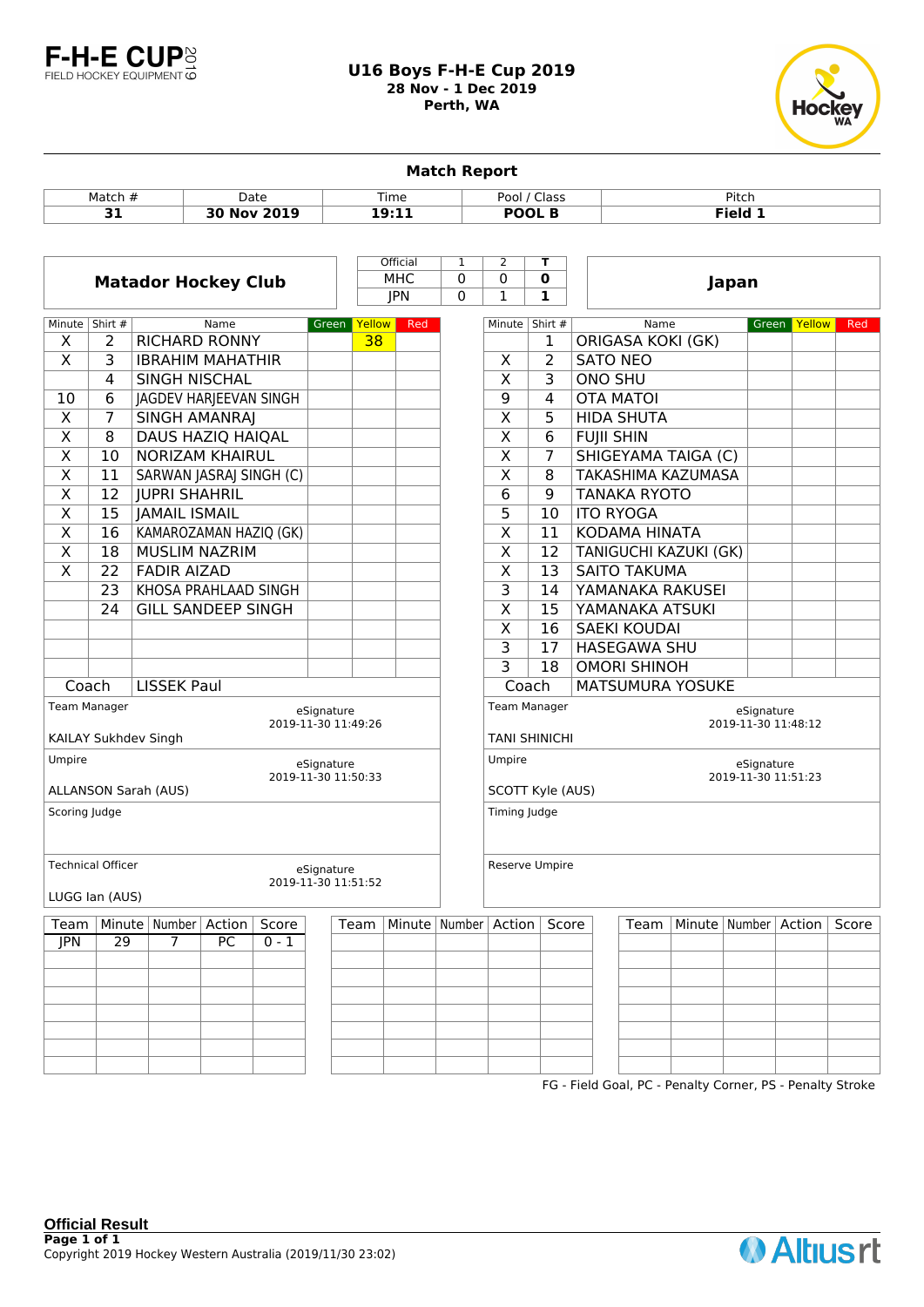F-H-E CUP 2019
FIELD HOCKEY EQUIPMENT

# U16 Boys F-H-E Cup 2019

**28 Nov - 1 Dec 2019**
**Perth, WA**

## Match Report

| Match # | Date | Time | Pool / Class | Pitch |
|---|---|---|---|---|
| **31** | **30 Nov 2019** | **19:11** | **POOL B** | **Field 1** |

| Official | 1 | 2 | T |
|---|---|---|---|
| MHC | 0 | 0 | **0** |
| JPN | 0 | 1 | **1** |

### Matador Hockey Club

| Minute | Shirt # | Name | Green | Yellow | Red |
|---|---|---|---|---|---|
| X | 2 | RICHARD RONNY | | 38 | |
| X | 3 | IBRAHIM MAHATHIR | | | |
| | 4 | SINGH NISCHAL | | | |
| 10 | 6 | JAGDEV HARJEEVAN SINGH | | | |
| X | 7 | SINGH AMANRAJ | | | |
| X | 8 | DAUS HAZIQ HAIQAL | | | |
| X | 10 | NORIZAM KHAIRUL | | | |
| X | 11 | SARWAN JASRAJ SINGH (C) | | | |
| X | 12 | JUPRI SHAHRIL | | | |
| X | 15 | JAMAIL ISMAIL | | | |
| X | 16 | KAMAROZAMAN HAZIQ (GK) | | | |
| X | 18 | MUSLIM NAZRIM | | | |
| X | 22 | FADIR AIZAD | | | |
| | 23 | KHOSA PRAHLAAD SINGH | | | |
| | 24 | GILL SANDEEP SINGH | | | |
| Coach | | LISSEK Paul | | | |

Team Manager: KAILAY Sukhdev Singh — eSignature 2019-11-30 11:49:26

Umpire: ALLANSON Sarah (AUS) — eSignature 2019-11-30 11:50:33

Scoring Judge:

Technical Officer: LUGG Ian (AUS) — eSignature 2019-11-30 11:51:52

### Japan

| Minute | Shirt # | Name | Green | Yellow | Red |
|---|---|---|---|---|---|
| | 1 | ORIGASA KOKI (GK) | | | |
| X | 2 | SATO NEO | | | |
| X | 3 | ONO SHU | | | |
| 9 | 4 | OTA MATOI | | | |
| X | 5 | HIDA SHUTA | | | |
| X | 6 | FUJII SHIN | | | |
| X | 7 | SHIGEYAMA TAIGA (C) | | | |
| X | 8 | TAKASHIMA KAZUMASA | | | |
| 6 | 9 | TANAKA RYOTO | | | |
| 5 | 10 | ITO RYOGA | | | |
| X | 11 | KODAMA HINATA | | | |
| X | 12 | TANIGUCHI KAZUKI (GK) | | | |
| X | 13 | SAITO TAKUMA | | | |
| 3 | 14 | YAMANAKA RAKUSEI | | | |
| X | 15 | YAMANAKA ATSUKI | | | |
| X | 16 | SAEKI KOUDAI | | | |
| 3 | 17 | HASEGAWA SHU | | | |
| 3 | 18 | OMORI SHINOH | | | |
| Coach | | MATSUMURA YOSUKE | | | |

Team Manager: TANI SHINICHI — eSignature 2019-11-30 11:48:12

Umpire: SCOTT Kyle (AUS) — eSignature 2019-11-30 11:51:23

Timing Judge:

Reserve Umpire:

| Team | Minute | Number | Action | Score |
|---|---|---|---|---|
| JPN | 29 | 7 | PC | 0 - 1 |

FG - Field Goal, PC - Penalty Corner, PS - Penalty Stroke

**Official Result**

Copyright 2019 Hockey Western Australia (2019/11/30 23:02)